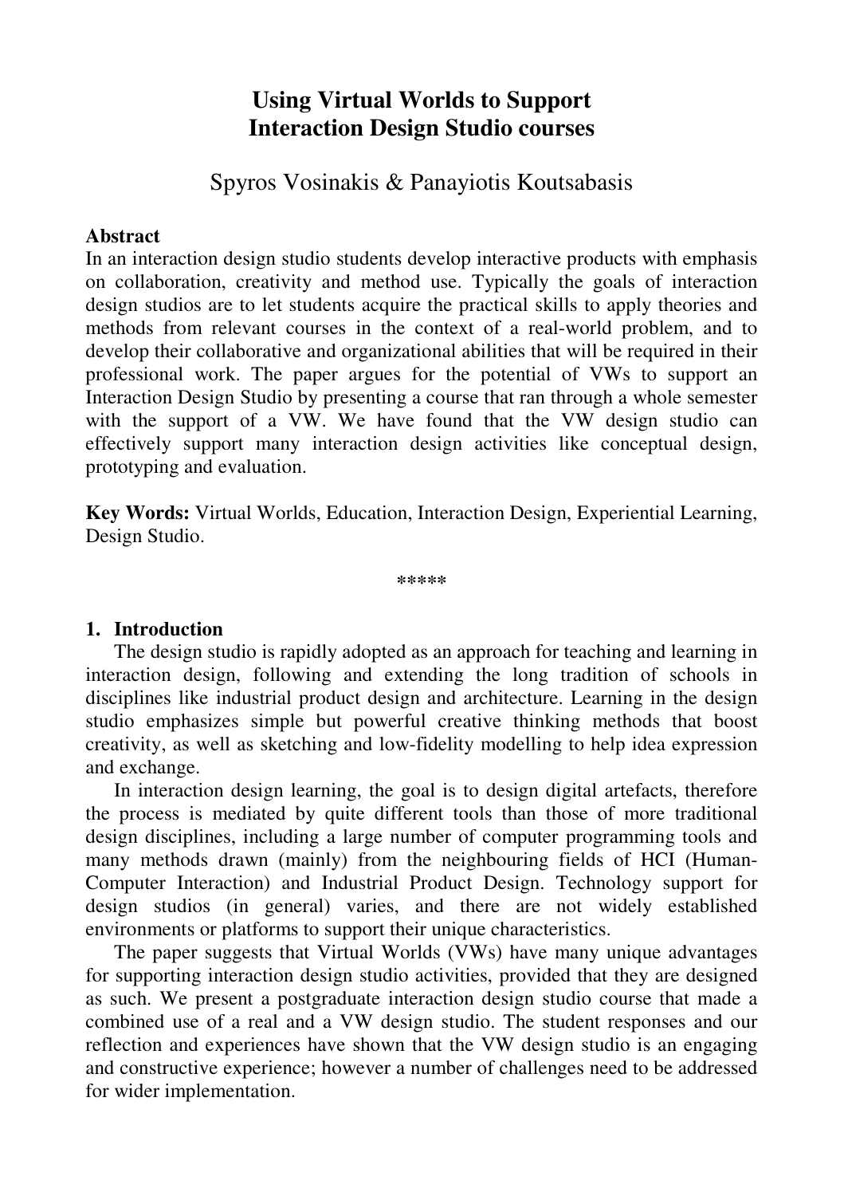# Using Virtual Worlds to Support Interaction Design Studio courses

Spyros Vosinakis & Panayiotis Koutsabasis

**Abstract**

In an interaction design studio students develop interactive products with emphasis on collaboration, creativity and method use. Typically the goals of interaction design studios are to let students acquire the practical skills to apply theories and methods from relevant courses in the context of a real-world problem, and to develop their collaborative and organizational abilities that will be required in their professional work. The paper argues for the potential of VWs to support an Interaction Design Studio by presenting a course that ran through a whole semester with the support of a VW. We have found that the VW design studio can effectively support many interaction design activities like conceptual design, prototyping and evaluation.

**Key Words:** Virtual Worlds, Education, Interaction Design, Experiential Learning, Design Studio.

\*\*\*\*\*

## 1. Introduction

The design studio is rapidly adopted as an approach for teaching and learning in interaction design, following and extending the long tradition of schools in disciplines like industrial product design and architecture. Learning in the design studio emphasizes simple but powerful creative thinking methods that boost creativity, as well as sketching and low-fidelity modelling to help idea expression and exchange.

In interaction design learning, the goal is to design digital artefacts, therefore the process is mediated by quite different tools than those of more traditional design disciplines, including a large number of computer programming tools and many methods drawn (mainly) from the neighbouring fields of HCI (Human-Computer Interaction) and Industrial Product Design. Technology support for design studios (in general) varies, and there are not widely established environments or platforms to support their unique characteristics.

The paper suggests that Virtual Worlds (VWs) have many unique advantages for supporting interaction design studio activities, provided that they are designed as such. We present a postgraduate interaction design studio course that made a combined use of a real and a VW design studio. The student responses and our reflection and experiences have shown that the VW design studio is an engaging and constructive experience; however a number of challenges need to be addressed for wider implementation.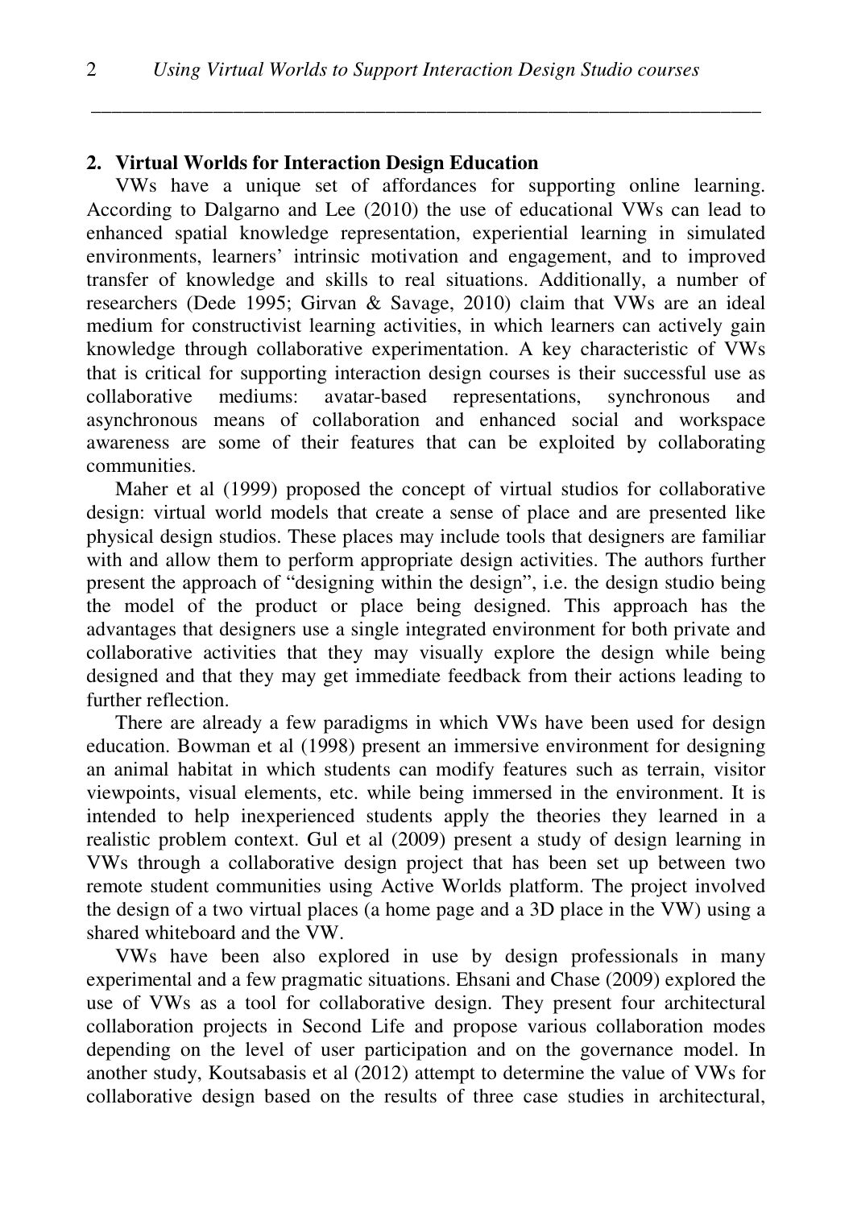## 2. Virtual Worlds for Interaction Design Education

VWs have a unique set of affordances for supporting online learning. According to Dalgarno and Lee (2010) the use of educational VWs can lead to enhanced spatial knowledge representation, experiential learning in simulated environments, learners' intrinsic motivation and engagement, and to improved transfer of knowledge and skills to real situations. Additionally, a number of researchers (Dede 1995; Girvan & Savage, 2010) claim that VWs are an ideal medium for constructivist learning activities, in which learners can actively gain knowledge through collaborative experimentation. A key characteristic of VWs that is critical for supporting interaction design courses is their successful use as collaborative mediums: avatar-based representations, synchronous and asynchronous means of collaboration and enhanced social and workspace awareness are some of their features that can be exploited by collaborating communities.

Maher et al (1999) proposed the concept of virtual studios for collaborative design: virtual world models that create a sense of place and are presented like physical design studios. These places may include tools that designers are familiar with and allow them to perform appropriate design activities. The authors further present the approach of "designing within the design", i.e. the design studio being the model of the product or place being designed. This approach has the advantages that designers use a single integrated environment for both private and collaborative activities that they may visually explore the design while being designed and that they may get immediate feedback from their actions leading to further reflection.

There are already a few paradigms in which VWs have been used for design education. Bowman et al (1998) present an immersive environment for designing an animal habitat in which students can modify features such as terrain, visitor viewpoints, visual elements, etc. while being immersed in the environment. It is intended to help inexperienced students apply the theories they learned in a realistic problem context. Gul et al (2009) present a study of design learning in VWs through a collaborative design project that has been set up between two remote student communities using Active Worlds platform. The project involved the design of a two virtual places (a home page and a 3D place in the VW) using a shared whiteboard and the VW.

VWs have been also explored in use by design professionals in many experimental and a few pragmatic situations. Ehsani and Chase (2009) explored the use of VWs as a tool for collaborative design. They present four architectural collaboration projects in Second Life and propose various collaboration modes depending on the level of user participation and on the governance model. In another study, Koutsabasis et al (2012) attempt to determine the value of VWs for collaborative design based on the results of three case studies in architectural,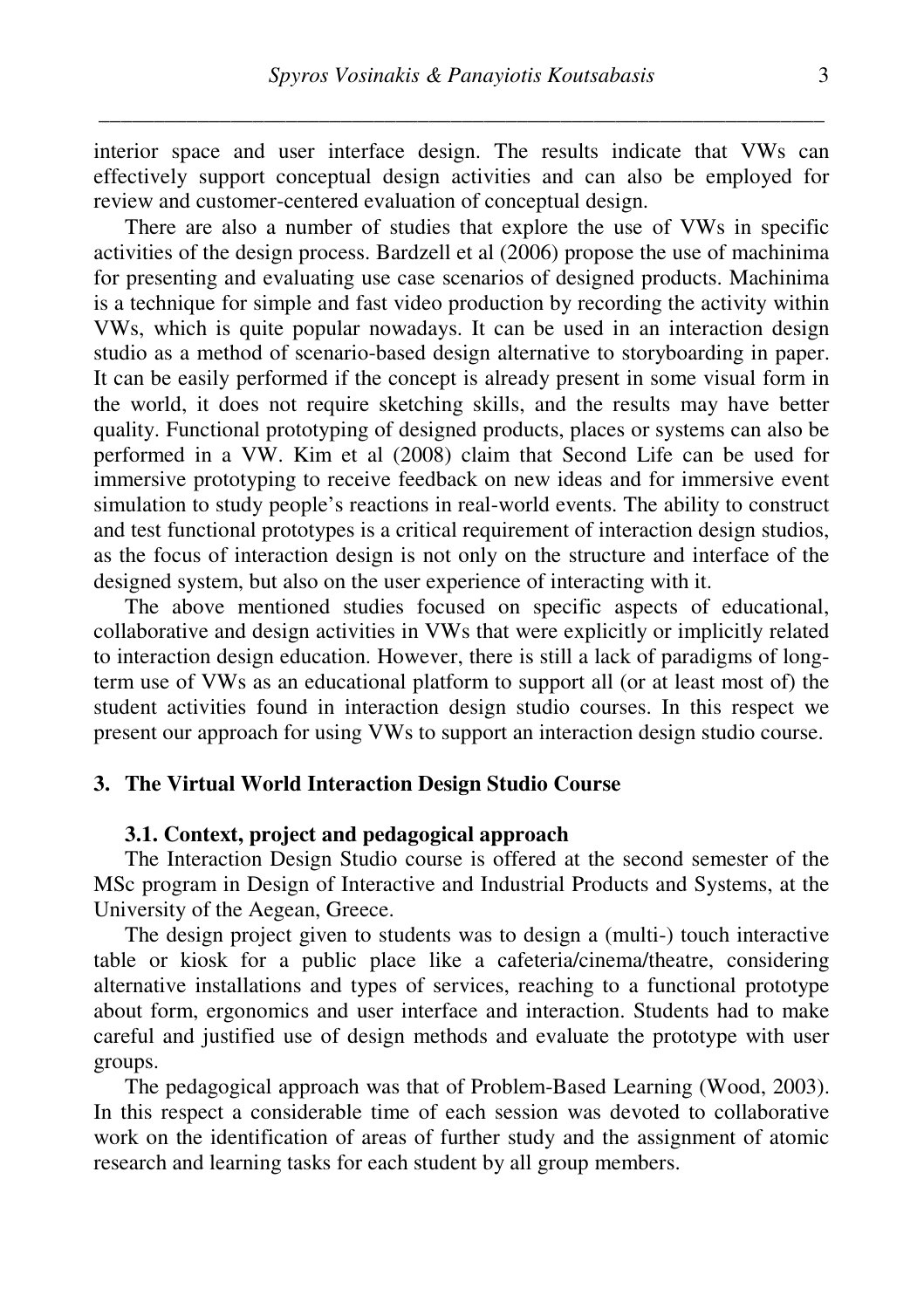interior space and user interface design. The results indicate that VWs can effectively support conceptual design activities and can also be employed for review and customer-centered evaluation of conceptual design.

There are also a number of studies that explore the use of VWs in specific activities of the design process. Bardzell et al (2006) propose the use of machinima for presenting and evaluating use case scenarios of designed products. Machinima is a technique for simple and fast video production by recording the activity within VWs, which is quite popular nowadays. It can be used in an interaction design studio as a method of scenario-based design alternative to storyboarding in paper. It can be easily performed if the concept is already present in some visual form in the world, it does not require sketching skills, and the results may have better quality. Functional prototyping of designed products, places or systems can also be performed in a VW. Kim et al (2008) claim that Second Life can be used for immersive prototyping to receive feedback on new ideas and for immersive event simulation to study people's reactions in real-world events. The ability to construct and test functional prototypes is a critical requirement of interaction design studios, as the focus of interaction design is not only on the structure and interface of the designed system, but also on the user experience of interacting with it.

The above mentioned studies focused on specific aspects of educational, collaborative and design activities in VWs that were explicitly or implicitly related to interaction design education. However, there is still a lack of paradigms of long-term use of VWs as an educational platform to support all (or at least most of) the student activities found in interaction design studio courses. In this respect we present our approach for using VWs to support an interaction design studio course.

## 3. The Virtual World Interaction Design Studio Course

### 3.1. Context, project and pedagogical approach

The Interaction Design Studio course is offered at the second semester of the MSc program in Design of Interactive and Industrial Products and Systems, at the University of the Aegean, Greece.

The design project given to students was to design a (multi-) touch interactive table or kiosk for a public place like a cafeteria/cinema/theatre, considering alternative installations and types of services, reaching to a functional prototype about form, ergonomics and user interface and interaction. Students had to make careful and justified use of design methods and evaluate the prototype with user groups.

The pedagogical approach was that of Problem-Based Learning (Wood, 2003). In this respect a considerable time of each session was devoted to collaborative work on the identification of areas of further study and the assignment of atomic research and learning tasks for each student by all group members.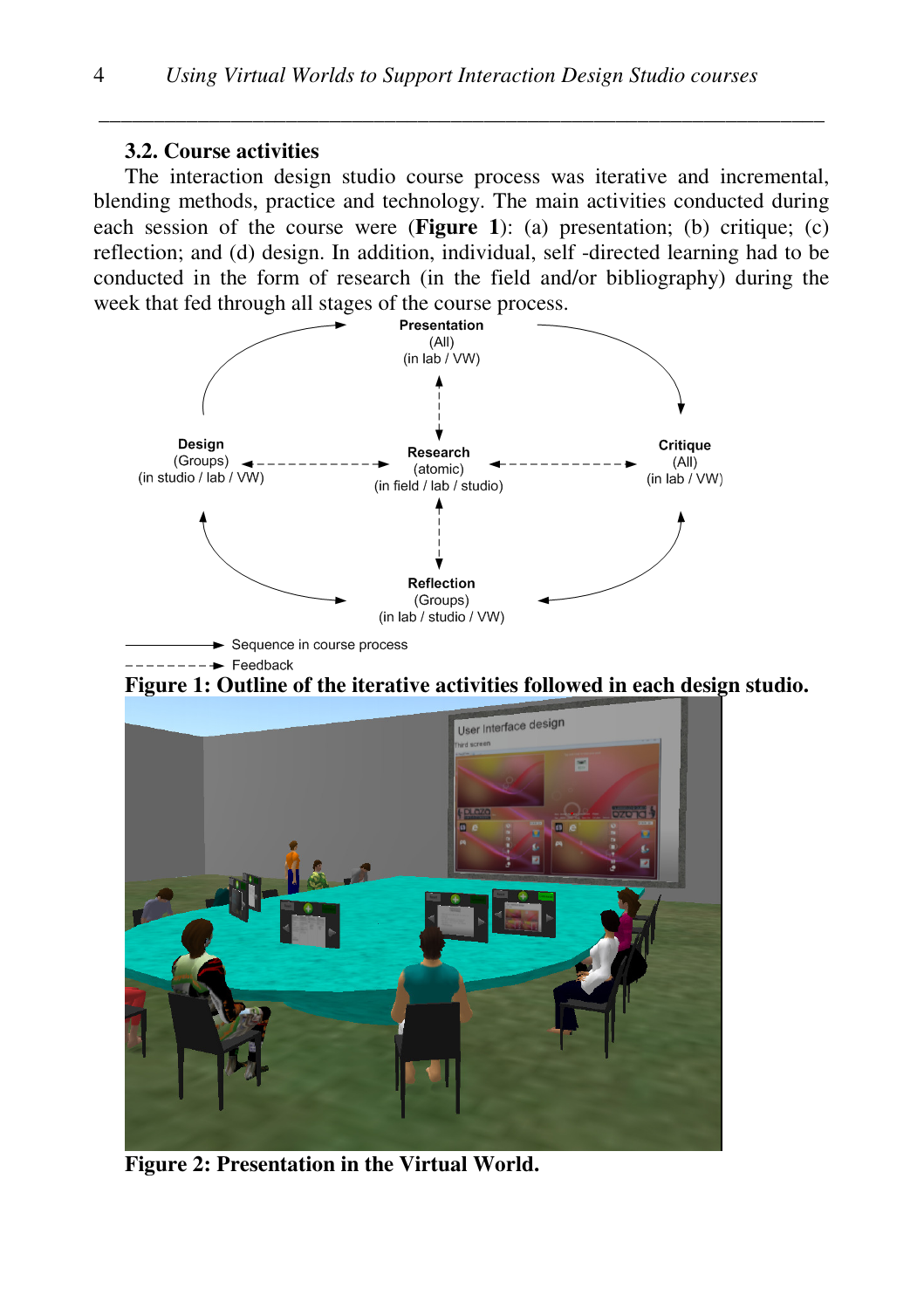### 3.2. Course activities

The interaction design studio course process was iterative and incremental, blending methods, practice and technology. The main activities conducted during each session of the course were (**Figure 1**): (a) presentation; (b) critique; (c) reflection; and (d) design. In addition, individual, self -directed learning had to be conducted in the form of research (in the field and/or bibliography) during the week that fed through all stages of the course process.

**Presentation** (All) (in lab / VW)

**Design** (Groups) (in studio / lab / VW)

**Research** (atomic) (in field / lab / studio)

**Critique** (All) (in lab / VW)

**Reflection** (Groups) (in lab / studio / VW)

→ Sequence in course process

- - -> Feedback

**Figure 1: Outline of the iterative activities followed in each design studio.**

**Figure 2: Presentation in the Virtual World.**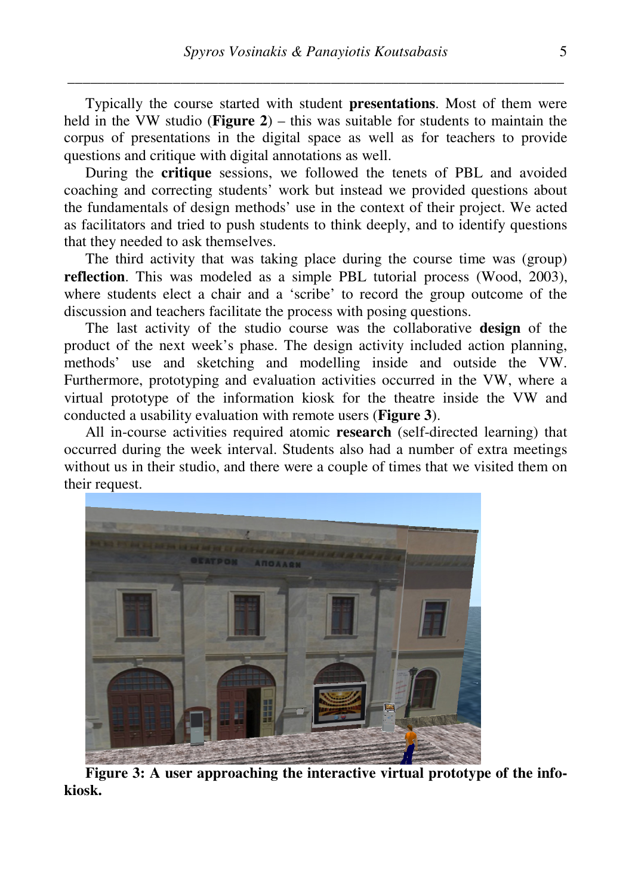Typically the course started with student **presentations**. Most of them were held in the VW studio (**Figure 2**) – this was suitable for students to maintain the corpus of presentations in the digital space as well as for teachers to provide questions and critique with digital annotations as well.

During the **critique** sessions, we followed the tenets of PBL and avoided coaching and correcting students' work but instead we provided questions about the fundamentals of design methods' use in the context of their project. We acted as facilitators and tried to push students to think deeply, and to identify questions that they needed to ask themselves.

The third activity that was taking place during the course time was (group) **reflection**. This was modeled as a simple PBL tutorial process (Wood, 2003), where students elect a chair and a 'scribe' to record the group outcome of the discussion and teachers facilitate the process with posing questions.

The last activity of the studio course was the collaborative **design** of the product of the next week's phase. The design activity included action planning, methods' use and sketching and modelling inside and outside the VW. Furthermore, prototyping and evaluation activities occurred in the VW, where a virtual prototype of the information kiosk for the theatre inside the VW and conducted a usability evaluation with remote users (**Figure 3**).

All in-course activities required atomic **research** (self-directed learning) that occurred during the week interval. Students also had a number of extra meetings without us in their studio, and there were a couple of times that we visited them on their request.

**Figure 3: A user approaching the interactive virtual prototype of the info-kiosk.**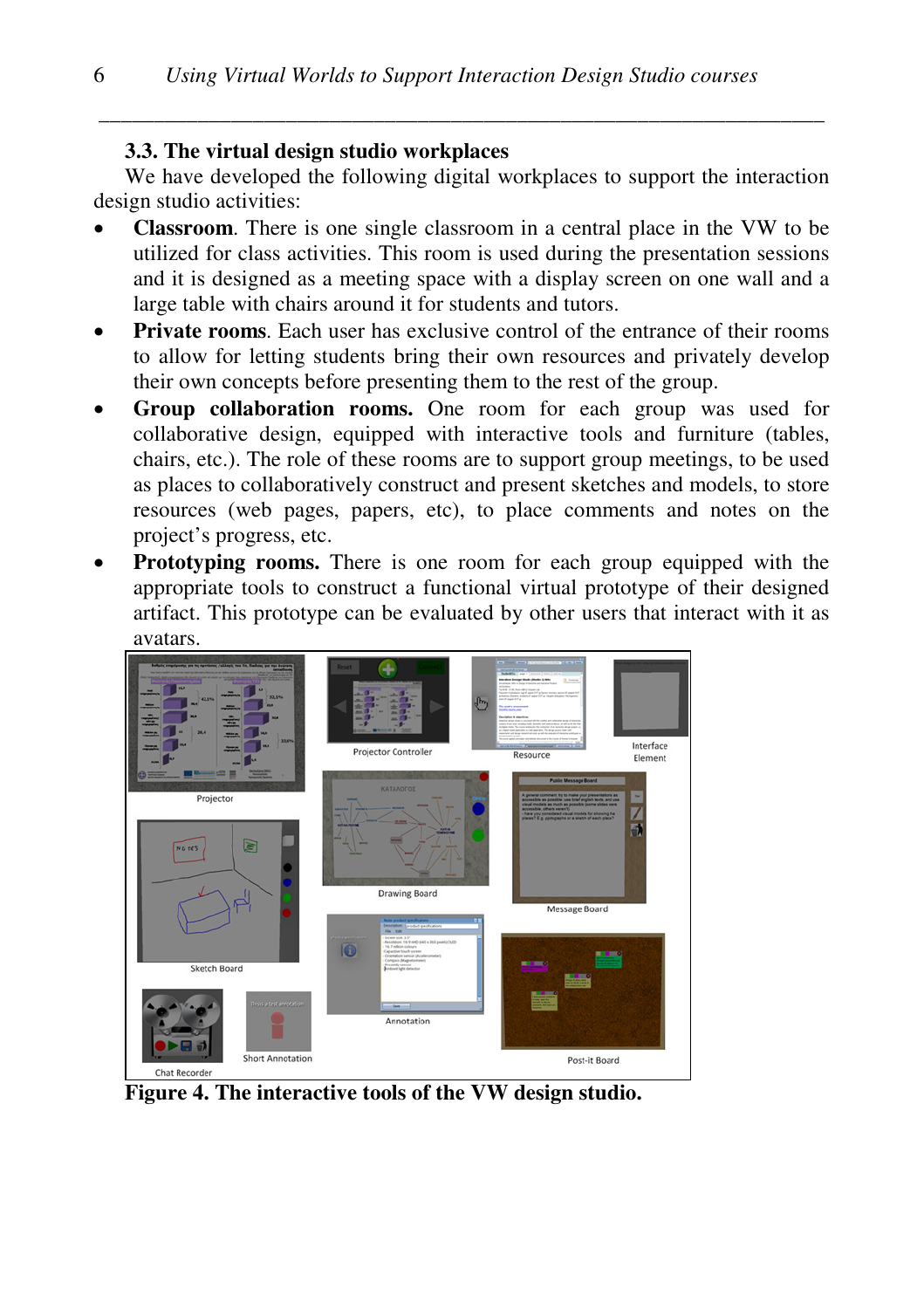### 3.3. The virtual design studio workplaces

We have developed the following digital workplaces to support the interaction design studio activities:

- **Classroom**. There is one single classroom in a central place in the VW to be utilized for class activities. This room is used during the presentation sessions and it is designed as a meeting space with a display screen on one wall and a large table with chairs around it for students and tutors.
- **Private rooms**. Each user has exclusive control of the entrance of their rooms to allow for letting students bring their own resources and privately develop their own concepts before presenting them to the rest of the group.
- **Group collaboration rooms.** One room for each group was used for collaborative design, equipped with interactive tools and furniture (tables, chairs, etc.). The role of these rooms are to support group meetings, to be used as places to collaboratively construct and present sketches and models, to store resources (web pages, papers, etc), to place comments and notes on the project's progress, etc.
- **Prototyping rooms.** There is one room for each group equipped with the appropriate tools to construct a functional virtual prototype of their designed artifact. This prototype can be evaluated by other users that interact with it as avatars.

**Figure 4. The interactive tools of the VW design studio.**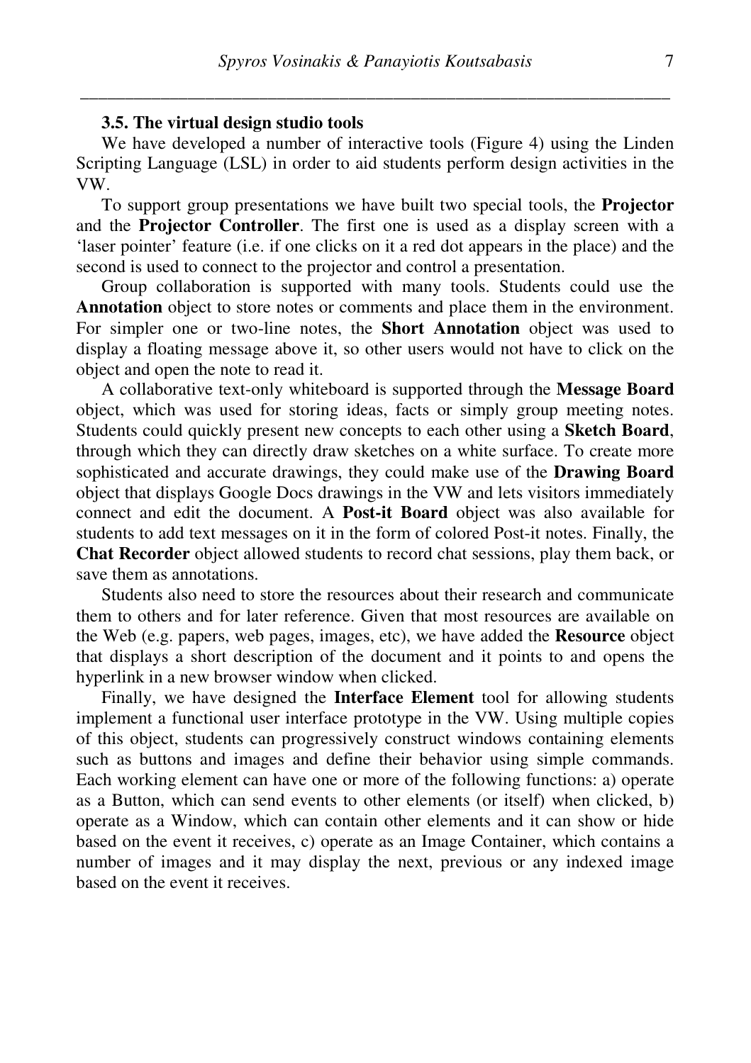### 3.5. The virtual design studio tools

We have developed a number of interactive tools (Figure 4) using the Linden Scripting Language (LSL) in order to aid students perform design activities in the VW.

To support group presentations we have built two special tools, the **Projector** and the **Projector Controller**. The first one is used as a display screen with a 'laser pointer' feature (i.e. if one clicks on it a red dot appears in the place) and the second is used to connect to the projector and control a presentation.

Group collaboration is supported with many tools. Students could use the **Annotation** object to store notes or comments and place them in the environment. For simpler one or two-line notes, the **Short Annotation** object was used to display a floating message above it, so other users would not have to click on the object and open the note to read it.

A collaborative text-only whiteboard is supported through the **Message Board** object, which was used for storing ideas, facts or simply group meeting notes. Students could quickly present new concepts to each other using a **Sketch Board**, through which they can directly draw sketches on a white surface. To create more sophisticated and accurate drawings, they could make use of the **Drawing Board** object that displays Google Docs drawings in the VW and lets visitors immediately connect and edit the document. A **Post-it Board** object was also available for students to add text messages on it in the form of colored Post-it notes. Finally, the **Chat Recorder** object allowed students to record chat sessions, play them back, or save them as annotations.

Students also need to store the resources about their research and communicate them to others and for later reference. Given that most resources are available on the Web (e.g. papers, web pages, images, etc), we have added the **Resource** object that displays a short description of the document and it points to and opens the hyperlink in a new browser window when clicked.

Finally, we have designed the **Interface Element** tool for allowing students implement a functional user interface prototype in the VW. Using multiple copies of this object, students can progressively construct windows containing elements such as buttons and images and define their behavior using simple commands. Each working element can have one or more of the following functions: a) operate as a Button, which can send events to other elements (or itself) when clicked, b) operate as a Window, which can contain other elements and it can show or hide based on the event it receives, c) operate as an Image Container, which contains a number of images and it may display the next, previous or any indexed image based on the event it receives.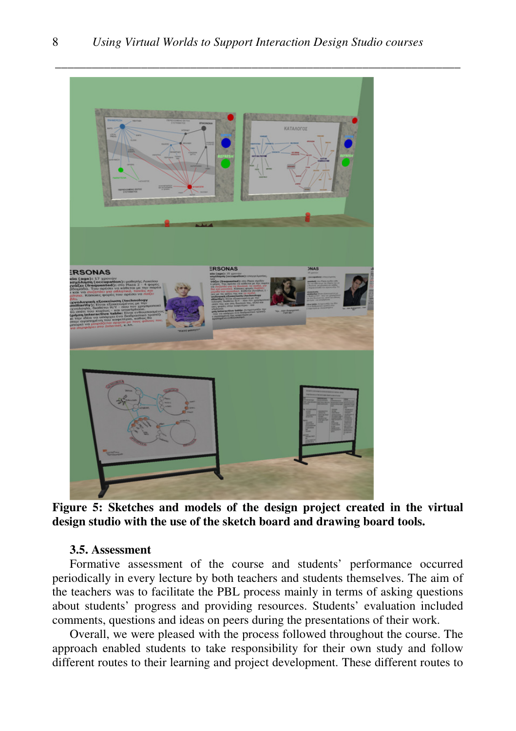**Figure 5: Sketches and models of the design project created in the virtual design studio with the use of the sketch board and drawing board tools.**

### 3.5. Assessment

Formative assessment of the course and students' performance occurred periodically in every lecture by both teachers and students themselves. The aim of the teachers was to facilitate the PBL process mainly in terms of asking questions about students' progress and providing resources. Students' evaluation included comments, questions and ideas on peers during the presentations of their work.

Overall, we were pleased with the process followed throughout the course. The approach enabled students to take responsibility for their own study and follow different routes to their learning and project development. These different routes to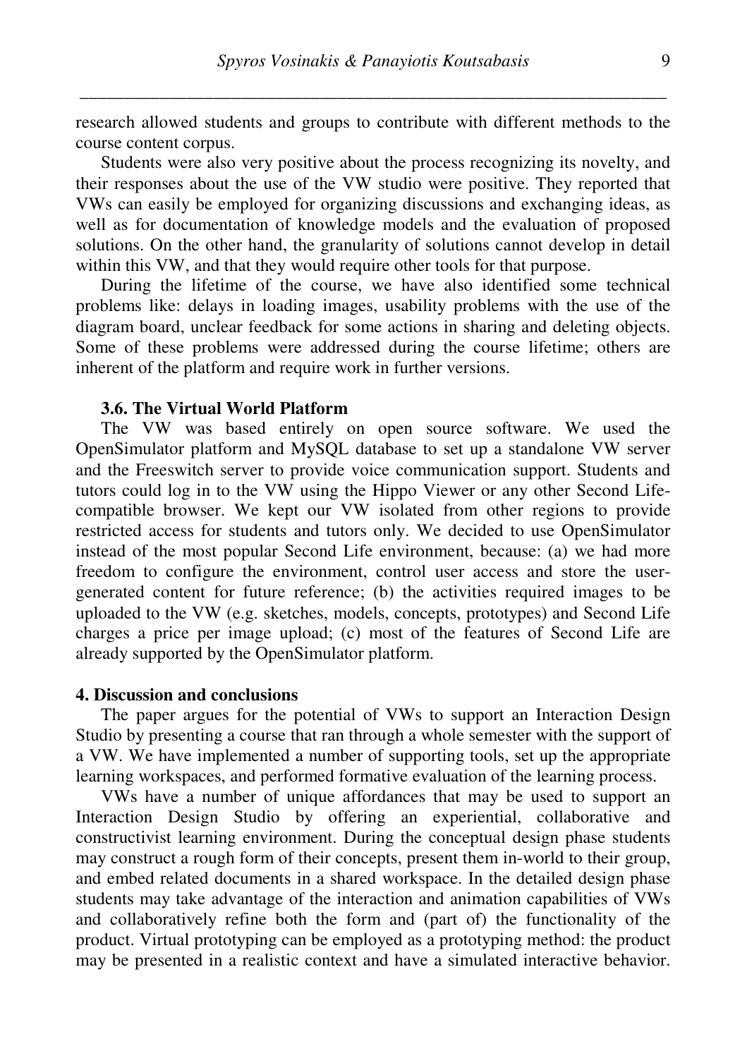research allowed students and groups to contribute with different methods to the course content corpus.

Students were also very positive about the process recognizing its novelty, and their responses about the use of the VW studio were positive. They reported that VWs can easily be employed for organizing discussions and exchanging ideas, as well as for documentation of knowledge models and the evaluation of proposed solutions. On the other hand, the granularity of solutions cannot develop in detail within this VW, and that they would require other tools for that purpose.

During the lifetime of the course, we have also identified some technical problems like: delays in loading images, usability problems with the use of the diagram board, unclear feedback for some actions in sharing and deleting objects. Some of these problems were addressed during the course lifetime; others are inherent of the platform and require work in further versions.

### 3.6. The Virtual World Platform

The VW was based entirely on open source software. We used the OpenSimulator platform and MySQL database to set up a standalone VW server and the Freeswitch server to provide voice communication support. Students and tutors could log in to the VW using the Hippo Viewer or any other Second Life-compatible browser. We kept our VW isolated from other regions to provide restricted access for students and tutors only. We decided to use OpenSimulator instead of the most popular Second Life environment, because: (a) we had more freedom to configure the environment, control user access and store the user-generated content for future reference; (b) the activities required images to be uploaded to the VW (e.g. sketches, models, concepts, prototypes) and Second Life charges a price per image upload; (c) most of the features of Second Life are already supported by the OpenSimulator platform.

## 4. Discussion and conclusions

The paper argues for the potential of VWs to support an Interaction Design Studio by presenting a course that ran through a whole semester with the support of a VW. We have implemented a number of supporting tools, set up the appropriate learning workspaces, and performed formative evaluation of the learning process.

VWs have a number of unique affordances that may be used to support an Interaction Design Studio by offering an experiential, collaborative and constructivist learning environment. During the conceptual design phase students may construct a rough form of their concepts, present them in-world to their group, and embed related documents in a shared workspace. In the detailed design phase students may take advantage of the interaction and animation capabilities of VWs and collaboratively refine both the form and (part of) the functionality of the product. Virtual prototyping can be employed as a prototyping method: the product may be presented in a realistic context and have a simulated interactive behavior.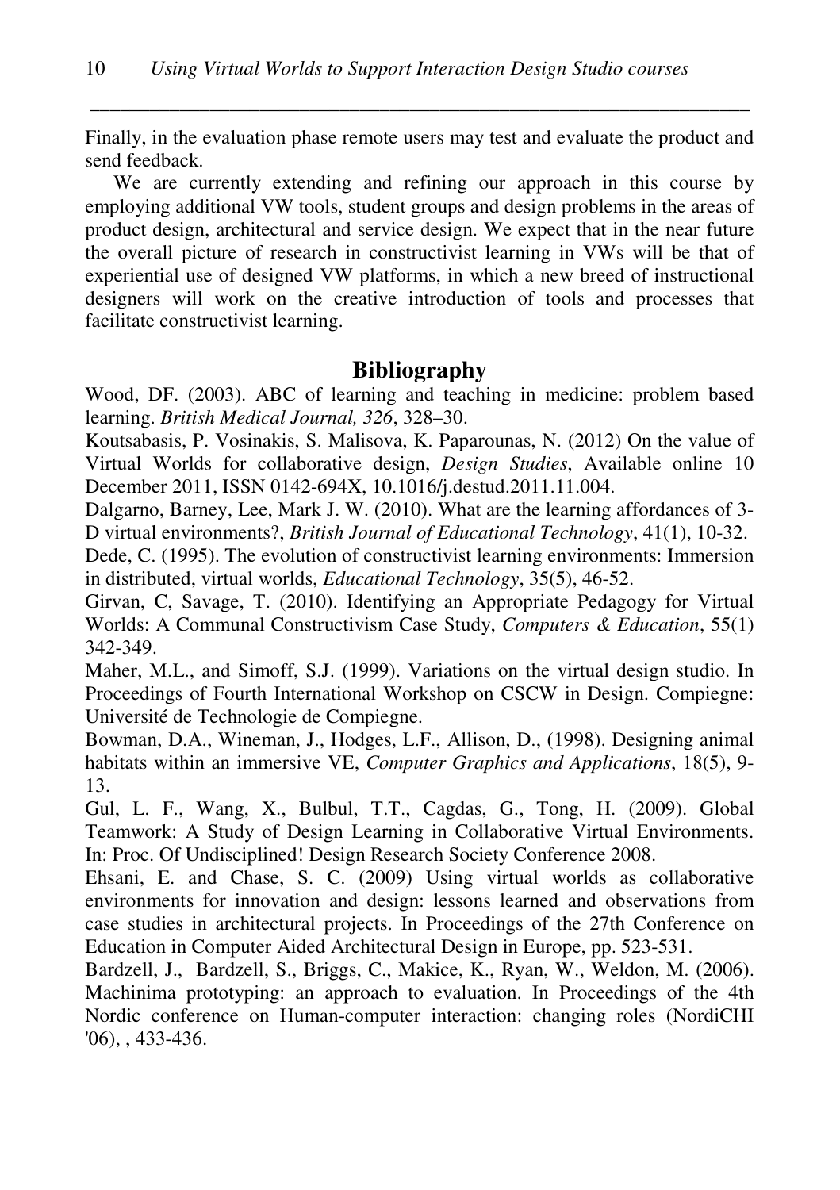Finally, in the evaluation phase remote users may test and evaluate the product and send feedback.

We are currently extending and refining our approach in this course by employing additional VW tools, student groups and design problems in the areas of product design, architectural and service design. We expect that in the near future the overall picture of research in constructivist learning in VWs will be that of experiential use of designed VW platforms, in which a new breed of instructional designers will work on the creative introduction of tools and processes that facilitate constructivist learning.

## Bibliography

Wood, DF. (2003). ABC of learning and teaching in medicine: problem based learning. *British Medical Journal, 326*, 328–30.

Koutsabasis, P. Vosinakis, S. Malisova, K. Paparounas, N. (2012) On the value of Virtual Worlds for collaborative design, *Design Studies*, Available online 10 December 2011, ISSN 0142-694X, 10.1016/j.destud.2011.11.004.

Dalgarno, Barney, Lee, Mark J. W. (2010). What are the learning affordances of 3-D virtual environments?, *British Journal of Educational Technology*, 41(1), 10-32.

Dede, C. (1995). The evolution of constructivist learning environments: Immersion in distributed, virtual worlds, *Educational Technology*, 35(5), 46-52.

Girvan, C, Savage, T. (2010). Identifying an Appropriate Pedagogy for Virtual Worlds: A Communal Constructivism Case Study, *Computers & Education*, 55(1) 342-349.

Maher, M.L., and Simoff, S.J. (1999). Variations on the virtual design studio. In Proceedings of Fourth International Workshop on CSCW in Design. Compiegne: Université de Technologie de Compiegne.

Bowman, D.A., Wineman, J., Hodges, L.F., Allison, D., (1998). Designing animal habitats within an immersive VE, *Computer Graphics and Applications*, 18(5), 9-13.

Gul, L. F., Wang, X., Bulbul, T.T., Cagdas, G., Tong, H. (2009). Global Teamwork: A Study of Design Learning in Collaborative Virtual Environments. In: Proc. Of Undisciplined! Design Research Society Conference 2008.

Ehsani, E. and Chase, S. C. (2009) Using virtual worlds as collaborative environments for innovation and design: lessons learned and observations from case studies in architectural projects. In Proceedings of the 27th Conference on Education in Computer Aided Architectural Design in Europe, pp. 523-531.

Bardzell, J., Bardzell, S., Briggs, C., Makice, K., Ryan, W., Weldon, M. (2006). Machinima prototyping: an approach to evaluation. In Proceedings of the 4th Nordic conference on Human-computer interaction: changing roles (NordiCHI '06), , 433-436.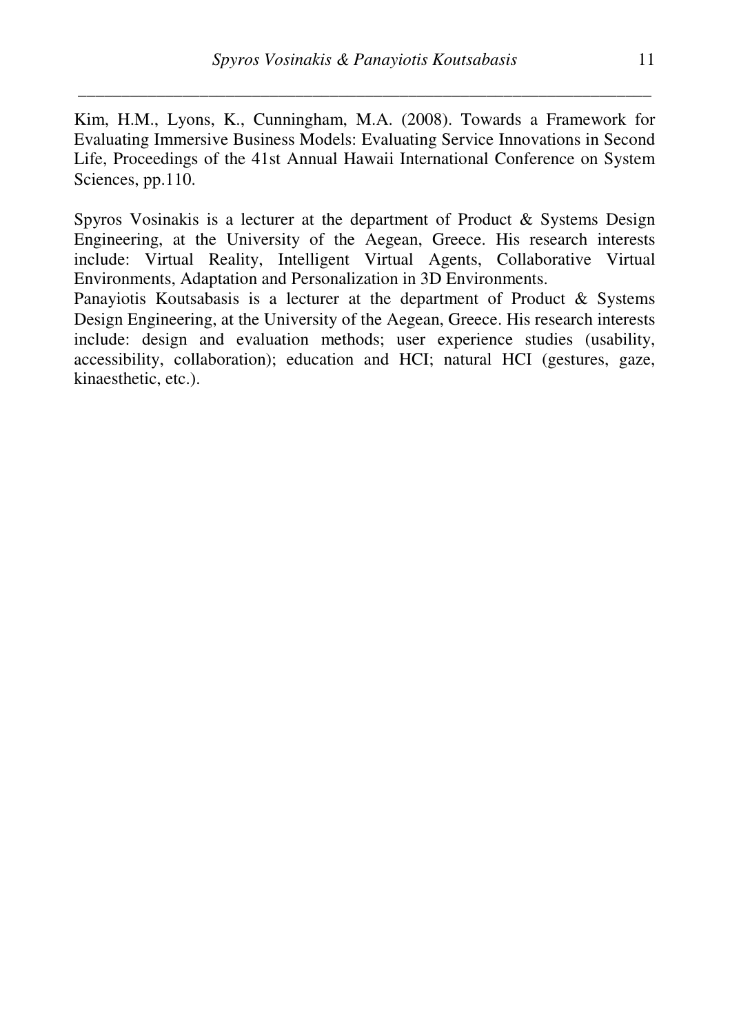Kim, H.M., Lyons, K., Cunningham, M.A. (2008). Towards a Framework for Evaluating Immersive Business Models: Evaluating Service Innovations in Second Life, Proceedings of the 41st Annual Hawaii International Conference on System Sciences, pp.110.

Spyros Vosinakis is a lecturer at the department of Product & Systems Design Engineering, at the University of the Aegean, Greece. His research interests include: Virtual Reality, Intelligent Virtual Agents, Collaborative Virtual Environments, Adaptation and Personalization in 3D Environments.

Panayiotis Koutsabasis is a lecturer at the department of Product & Systems Design Engineering, at the University of the Aegean, Greece. His research interests include: design and evaluation methods; user experience studies (usability, accessibility, collaboration); education and HCI; natural HCI (gestures, gaze, kinaesthetic, etc.).